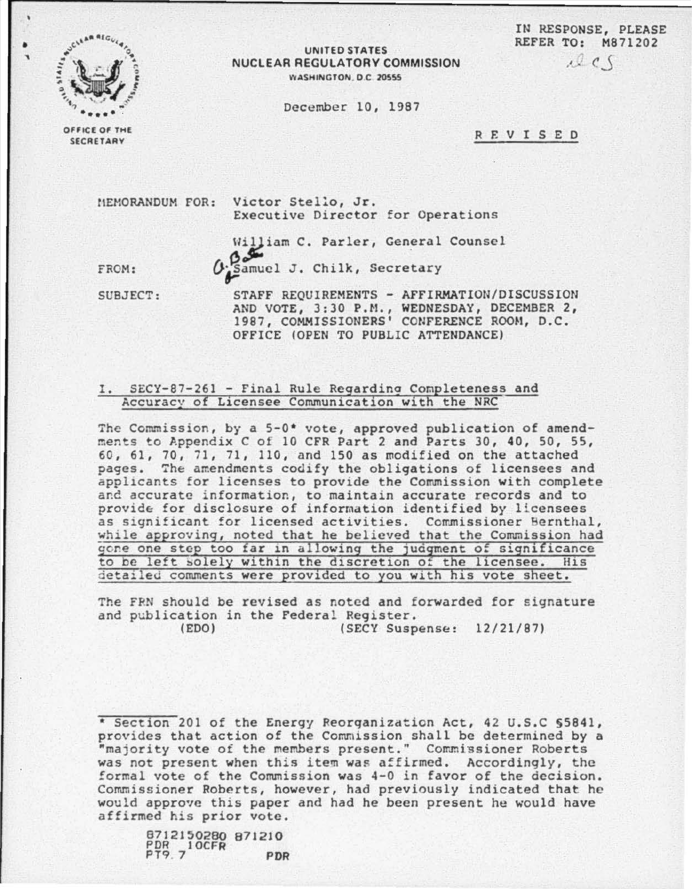IN RESPONSE, PLEASE REFER TO: M871202

UNITED STATES
NUCLEAR REGULATORY COMMISSION
WASHINGTON, D.C. 20555

OFFICE OF THE SECRETARY

December 10, 1987

R E V I S E D

MEMORANDUM FOR: Victor Stello, Jr.
Executive Director for Operations

William C. Parler, General Counsel

FROM: Samuel J. Chilk, Secretary

SUBJECT: STAFF REQUIREMENTS - AFFIRMATION/DISCUSSION AND VOTE, 3:30 P.M., WEDNESDAY, DECEMBER 2, 1987, COMMISSIONERS' CONFERENCE ROOM, D.C. OFFICE (OPEN TO PUBLIC ATTENDANCE)

## I. SECY-87-261 - Final Rule Regarding Completeness and Accuracy of Licensee Communication with the NRC

The Commission, by a 5-0* vote, approved publication of amendments to Appendix C of 10 CFR Part 2 and Parts 30, 40, 50, 55, 60, 61, 70, 71, 71, 110, and 150 as modified on the attached pages. The amendments codify the obligations of licensees and applicants for licenses to provide the Commission with complete and accurate information, to maintain accurate records and to provide for disclosure of information identified by licensees as significant for licensed activities. Commissioner Bernthal, while approving, noted that he believed that the Commission had gone one step too far in allowing the judgment of significance to be left solely within the discretion of the licensee. His detailed comments were provided to you with his vote sheet.

The FRN should be revised as noted and forwarded for signature and publication in the Federal Register.

(EDO) (SECY Suspense: 12/21/87)

---

\* Section 201 of the Energy Reorganization Act, 42 U.S.C §5841, provides that action of the Commission shall be determined by a "majority vote of the members present." Commissioner Roberts was not present when this item was affirmed. Accordingly, the formal vote of the Commission was 4-0 in favor of the decision. Commissioner Roberts, however, had previously indicated that he would approve this paper and had he been present he would have affirmed his prior vote.

8712150280 871210
PDR 10CFR
PT9.7 PDR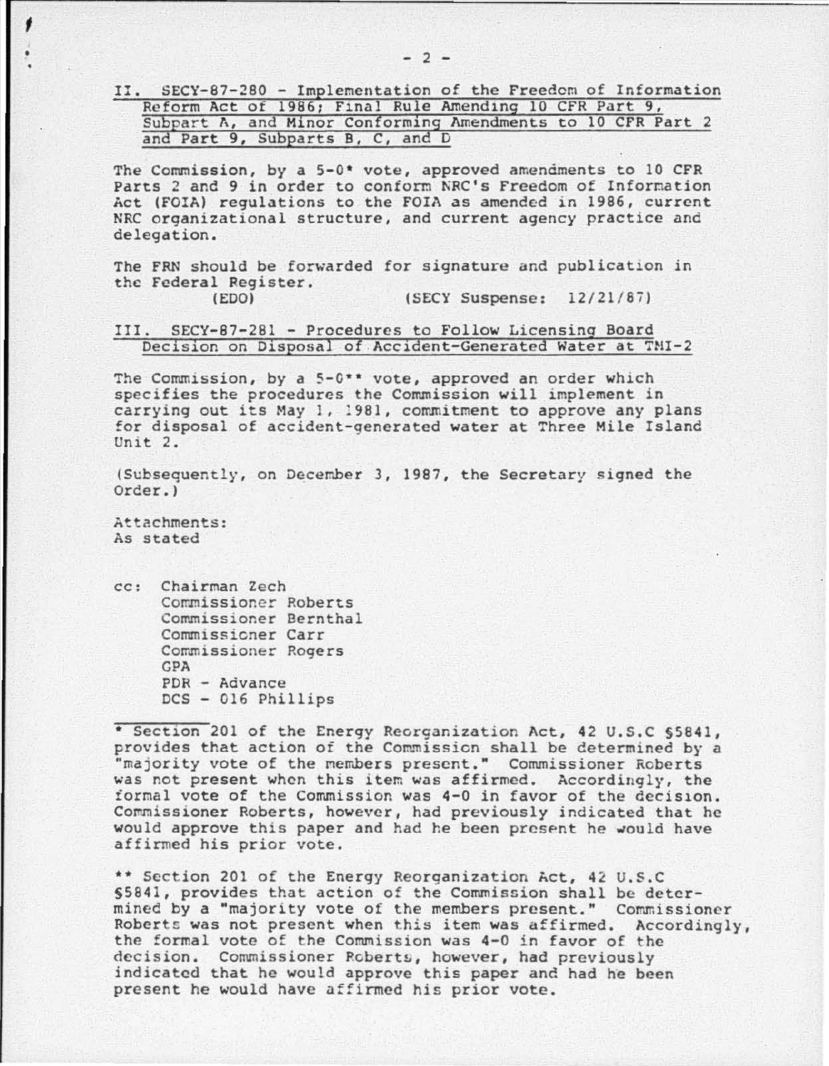## II. SECY-87-280 - Implementation of the Freedom of Information Reform Act of 1986; Final Rule Amending 10 CFR Part 9, Subpart A, and Minor Conforming Amendments to 10 CFR Part 2 and Part 9, Subparts B, C, and D

The Commission, by a 5-0* vote, approved amendments to 10 CFR Parts 2 and 9 in order to conform NRC's Freedom of Information Act (FOIA) regulations to the FOIA as amended in 1986, current NRC organizational structure, and current agency practice and delegation.

The FRN should be forwarded for signature and publication in the Federal Register.
(EDO) (SECY Suspense: 12/21/87)

## III. SECY-87-281 - Procedures to Follow Licensing Board Decision on Disposal of Accident-Generated Water at TMI-2

The Commission, by a 5-0** vote, approved an order which specifies the procedures the Commission will implement in carrying out its May 1, 1981, commitment to approve any plans for disposal of accident-generated water at Three Mile Island Unit 2.

(Subsequently, on December 3, 1987, the Secretary signed the Order.)

Attachments:
As stated

cc: Chairman Zech
Commissioner Roberts
Commissioner Bernthal
Commissioner Carr
Commissioner Rogers
GPA
PDR - Advance
DCS - 016 Phillips

---

* Section 201 of the Energy Reorganization Act, 42 U.S.C §5841, provides that action of the Commission shall be determined by a "majority vote of the members present." Commissioner Roberts was not present when this item was affirmed. Accordingly, the formal vote of the Commission was 4-0 in favor of the decision. Commissioner Roberts, however, had previously indicated that he would approve this paper and had he been present he would have affirmed his prior vote.

** Section 201 of the Energy Reorganization Act, 42 U.S.C §5841, provides that action of the Commission shall be determined by a "majority vote of the members present." Commissioner Roberts was not present when this item was affirmed. Accordingly, the formal vote of the Commission was 4-0 in favor of the decision. Commissioner Roberts, however, had previously indicated that he would approve this paper and had he been present he would have affirmed his prior vote.